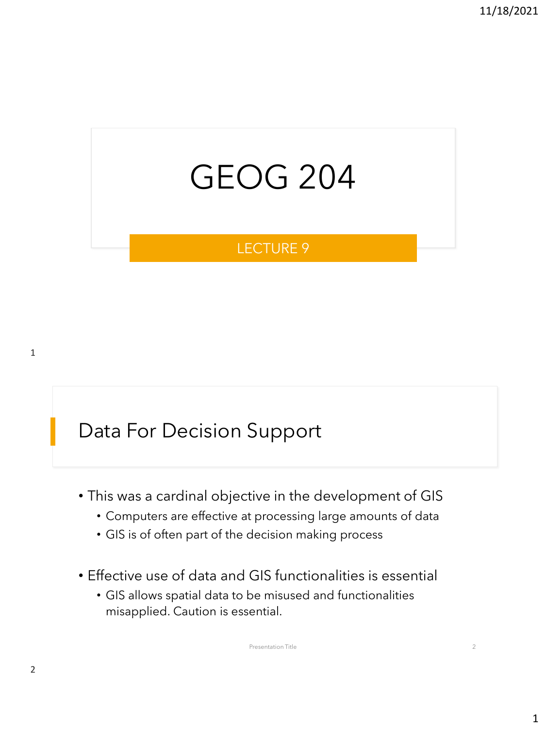# GEOG 204

LECTURE 9

## Data For Decision Support

- This was a cardinal objective in the development of GIS
  - Computers are effective at processing large amounts of data
  - GIS is of often part of the decision making process
- Effective use of data and GIS functionalities is essential
  - GIS allows spatial data to be misused and functionalities misapplied. Caution is essential.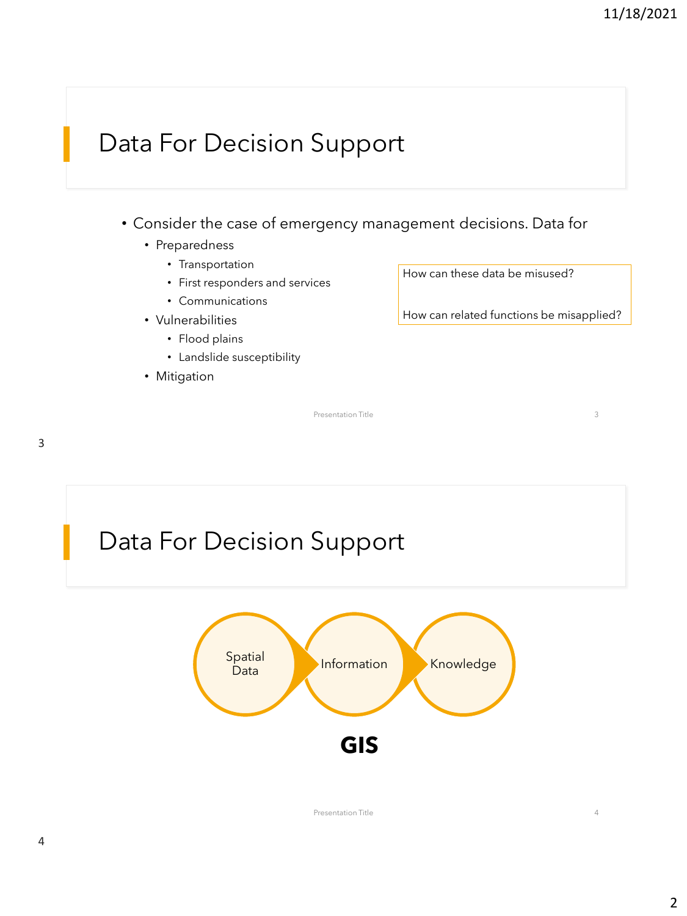# Data For Decision Support

- Consider the case of emergency management decisions. Data for
  - Preparedness
    - Transportation
    - First responders and services
    - Communications
  - Vulnerabilities
    - Flood plains
    - Landslide susceptibility
  - Mitigation

How can these data be misused?

How can related functions be misapplied?

# Data For Decision Support

Spatial Data → Information → Knowledge

**GIS**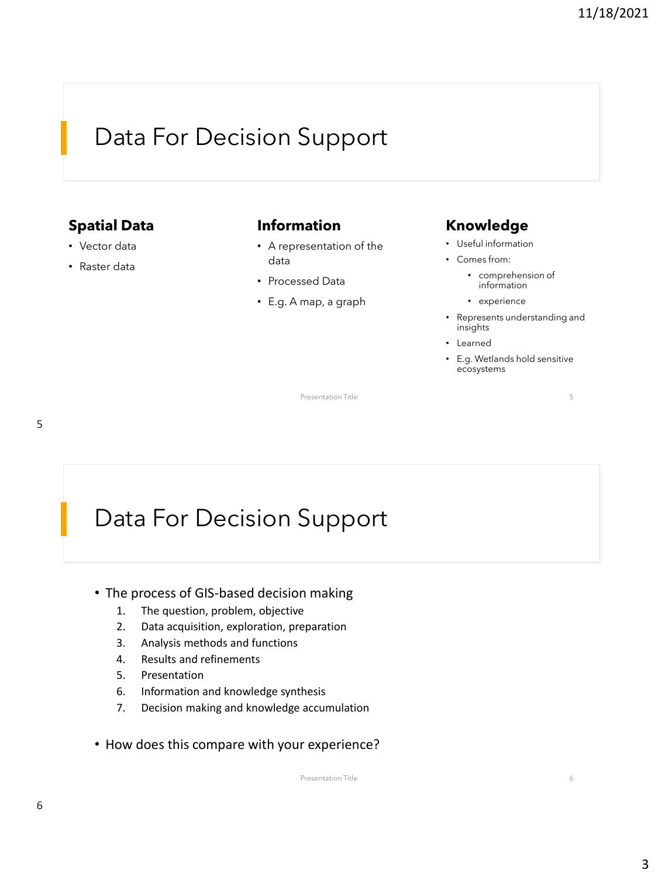## Data For Decision Support

### Spatial Data

- Vector data
- Raster data

### Information

- A representation of the data
- Processed Data
- E.g. A map, a graph

### Knowledge

- Useful information
- Comes from:
  - comprehension of information
  - experience
- Represents understanding and insights
- Learned
- E.g. Wetlands hold sensitive ecosystems

## Data For Decision Support

- The process of GIS-based decision making
  1. The question, problem, objective
  2. Data acquisition, exploration, preparation
  3. Analysis methods and functions
  4. Results and refinements
  5. Presentation
  6. Information and knowledge synthesis
  7. Decision making and knowledge accumulation

- How does this compare with your experience?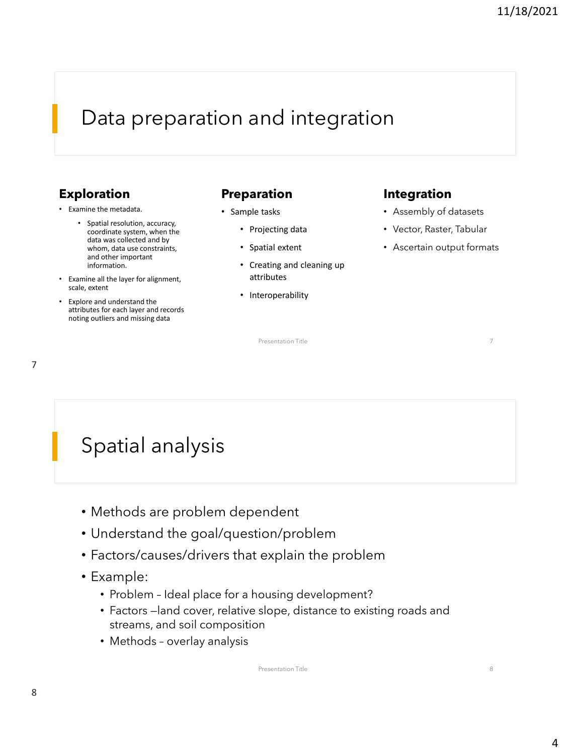# Data preparation and integration

### Exploration

- Examine the metadata.
  - Spatial resolution, accuracy, coordinate system, when the data was collected and by whom, data use constraints, and other important information.
- Examine all the layer for alignment, scale, extent
- Explore and understand the attributes for each layer and records noting outliers and missing data

### Preparation

- Sample tasks
  - Projecting data
  - Spatial extent
  - Creating and cleaning up attributes
  - Interoperability

### Integration

- Assembly of datasets
- Vector, Raster, Tabular
- Ascertain output formats

# Spatial analysis

- Methods are problem dependent
- Understand the goal/question/problem
- Factors/causes/drivers that explain the problem
- Example:
  - Problem – Ideal place for a housing development?
  - Factors –land cover, relative slope, distance to existing roads and streams, and soil composition
  - Methods – overlay analysis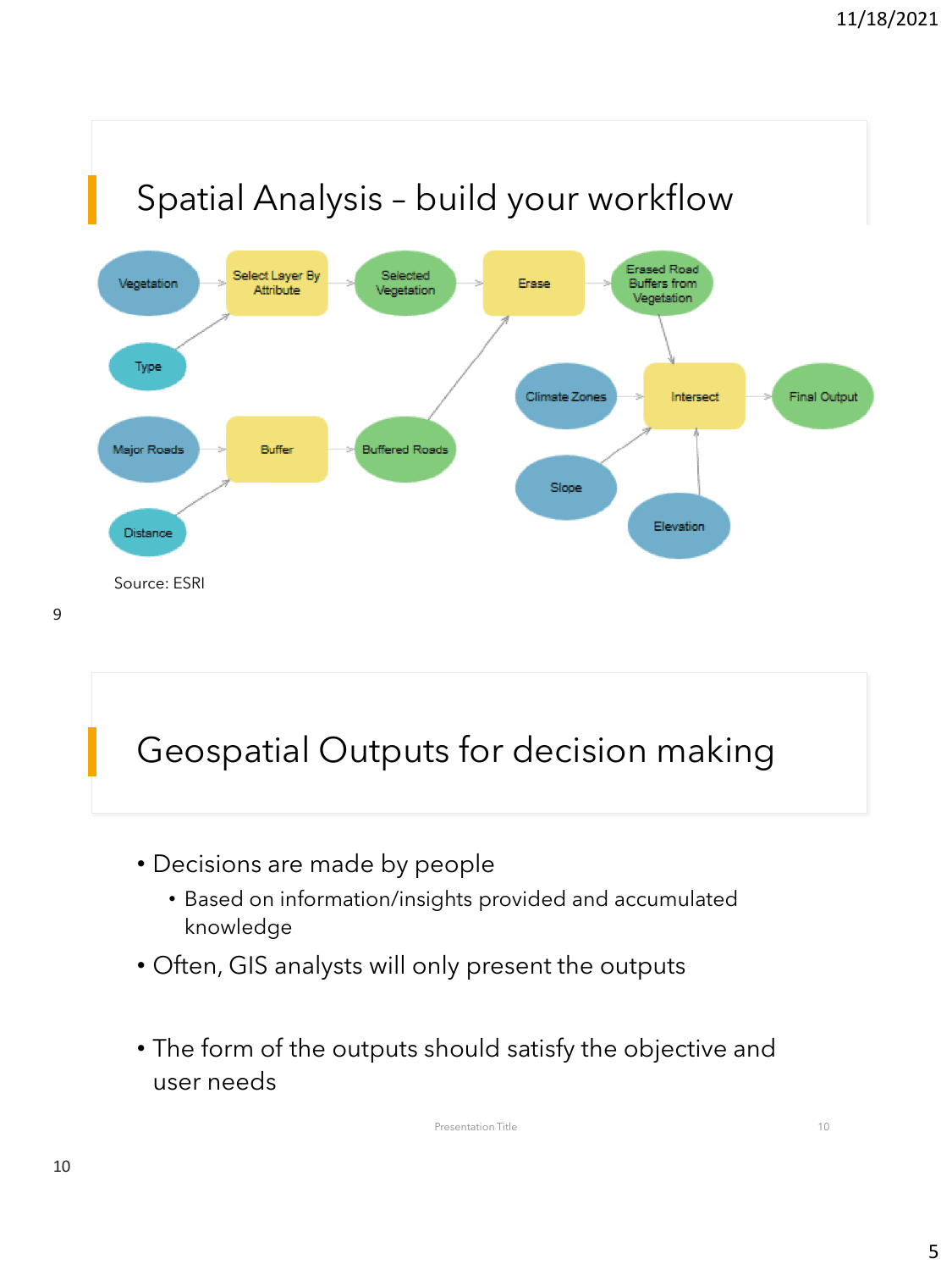## Spatial Analysis – build your workflow

Vegetation → Select Layer By Attribute ← Type

Select Layer By Attribute → Selected Vegetation → Erase → Erased Road Buffers from Vegetation

Major Roads → Buffer ← Distance

Buffer → Buffered Roads → Erase

Erased Road Buffers from Vegetation → Intersect

Climate Zones → Intersect

Slope → Intersect

Elevation → Intersect

Intersect → Final Output

Source: ESRI

## Geospatial Outputs for decision making

- Decisions are made by people
  - Based on information/insights provided and accumulated knowledge
- Often, GIS analysts will only present the outputs
- The form of the outputs should satisfy the objective and user needs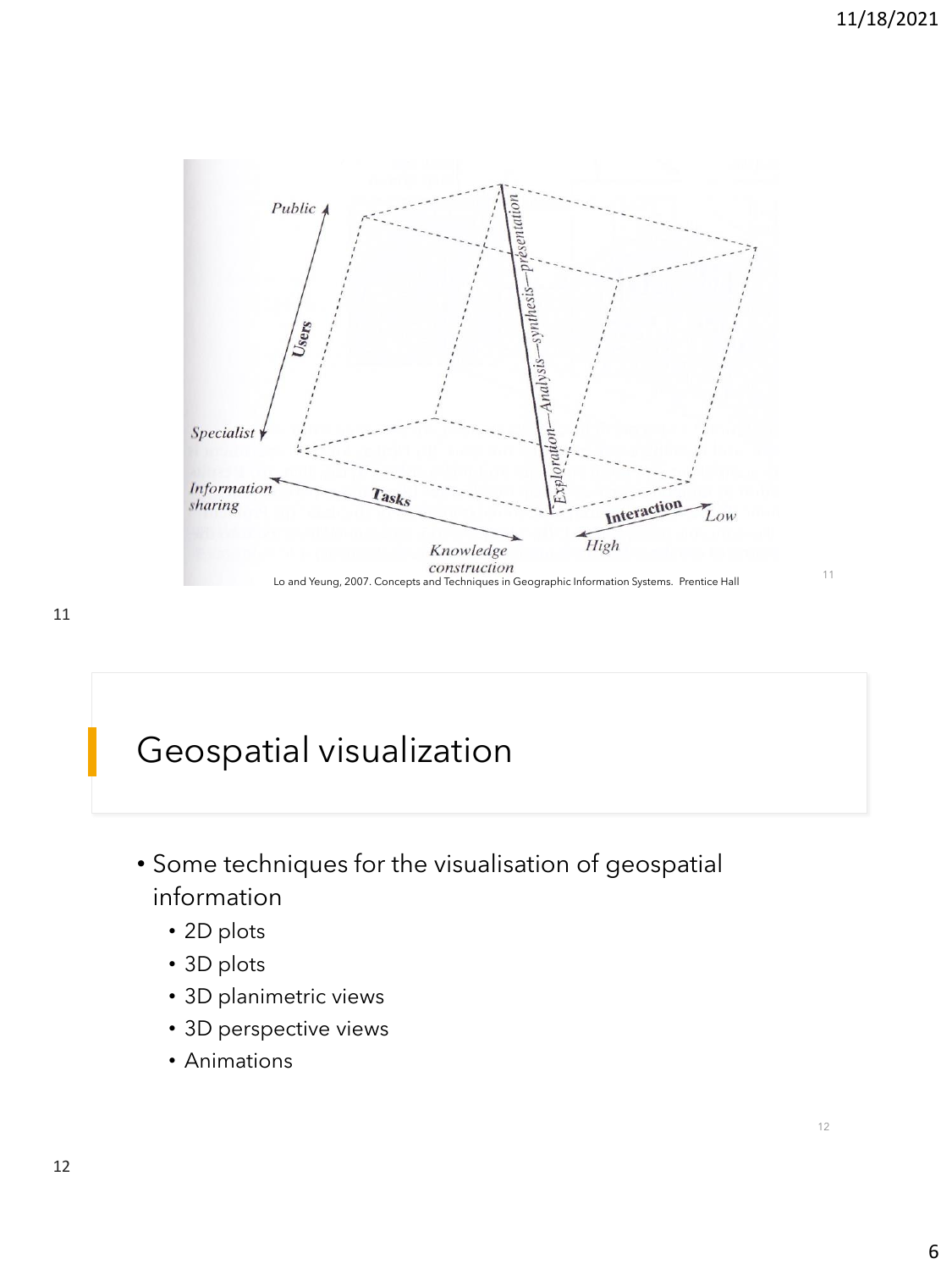Public

Users

Specialist

Information sharing

Tasks

Knowledge construction

Exploration—Analysis—synthesis—presentation

Interaction

High

Low

Lo and Yeung, 2007. Concepts and Techniques in Geographic Information Systems. Prentice Hall

## Geospatial visualization

- Some techniques for the visualisation of geospatial information
  - 2D plots
  - 3D plots
  - 3D planimetric views
  - 3D perspective views
  - Animations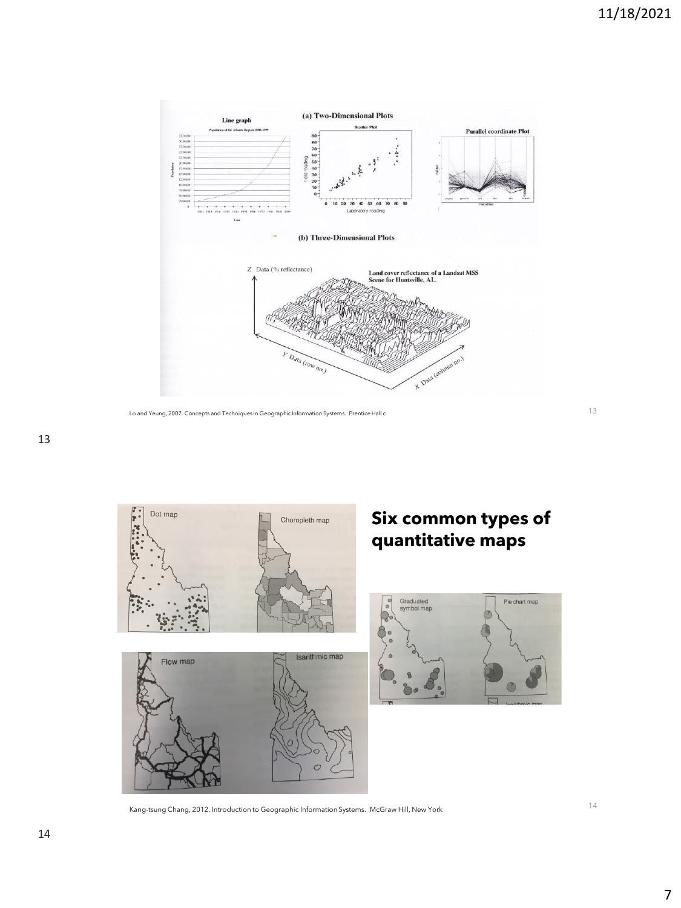Lo and Yeung, 2007. Concepts and Techniques in Geographic Information Systems. Prentice Hall c

## Six common types of quantitative maps

Kang-tsung Chang, 2012. Introduction to Geographic Information Systems. McGraw Hill, New York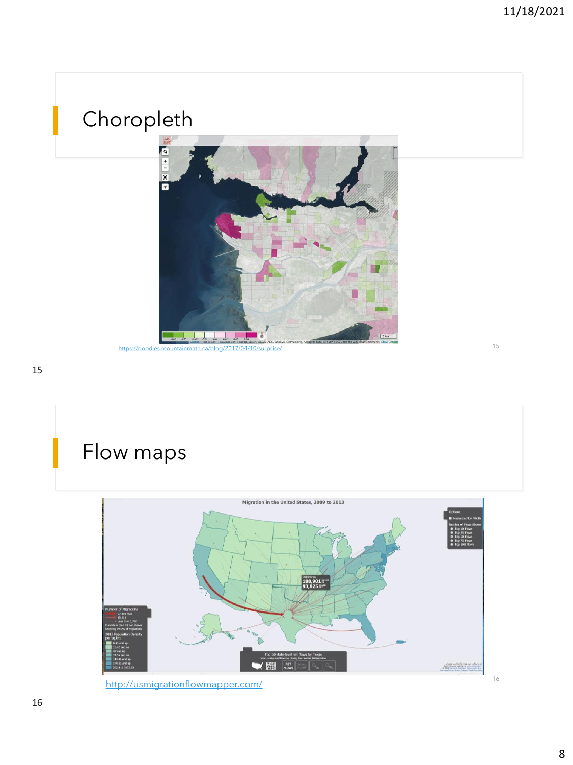# Choropleth

https://doodles.mountainmath.ca/blog/2017/04/10/surprise/

# Flow maps

http://usmigrationflowmapper.com/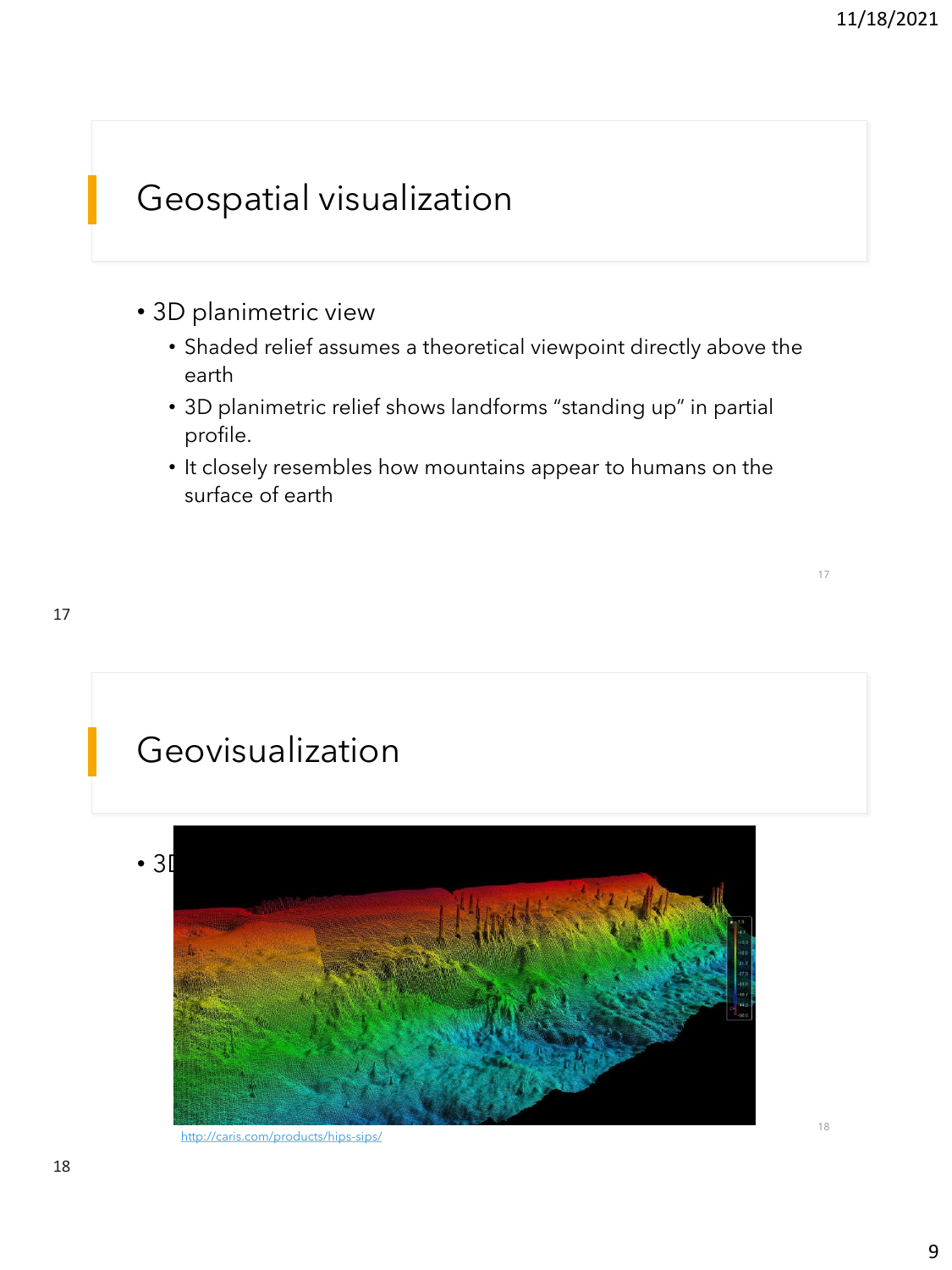## Geospatial visualization

- 3D planimetric view
  - Shaded relief assumes a theoretical viewpoint directly above the earth
  - 3D planimetric relief shows landforms "standing up" in partial profile.
  - It closely resembles how mountains appear to humans on the surface of earth

## Geovisualization

- 3D

http://caris.com/products/hips-sips/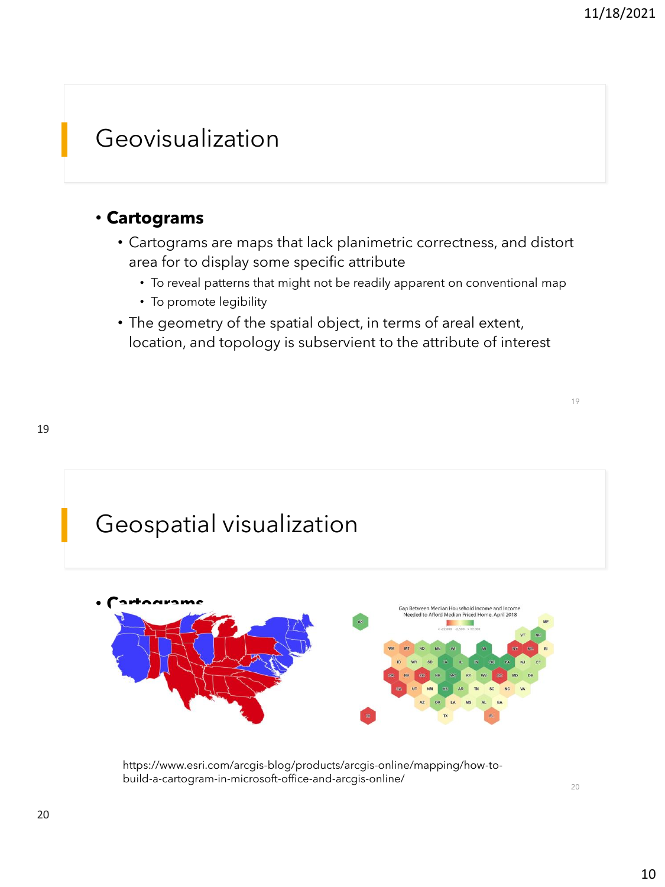# Geovisualization

- **Cartograms**
  - Cartograms are maps that lack planimetric correctness, and distort area for to display some specific attribute
    - To reveal patterns that might not be readily apparent on conventional map
    - To promote legibility
  - The geometry of the spatial object, in terms of areal extent, location, and topology is subservient to the attribute of interest

# Geospatial visualization

- **Cartograms**

https://www.esri.com/arcgis-blog/products/arcgis-online/mapping/how-to-build-a-cartogram-in-microsoft-office-and-arcgis-online/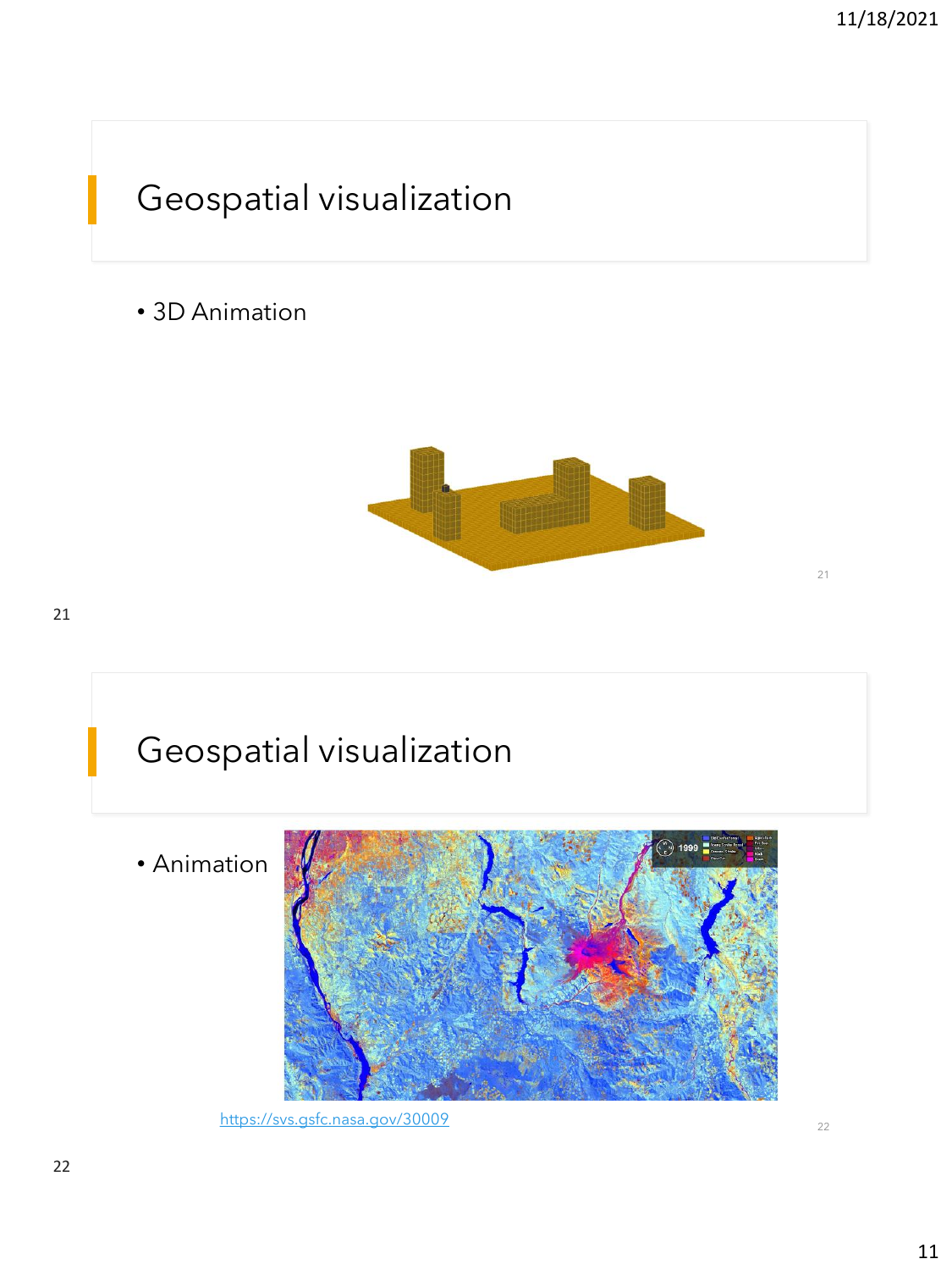## Geospatial visualization

- 3D Animation

## Geospatial visualization

- Animation

https://svs.gsfc.nasa.gov/30009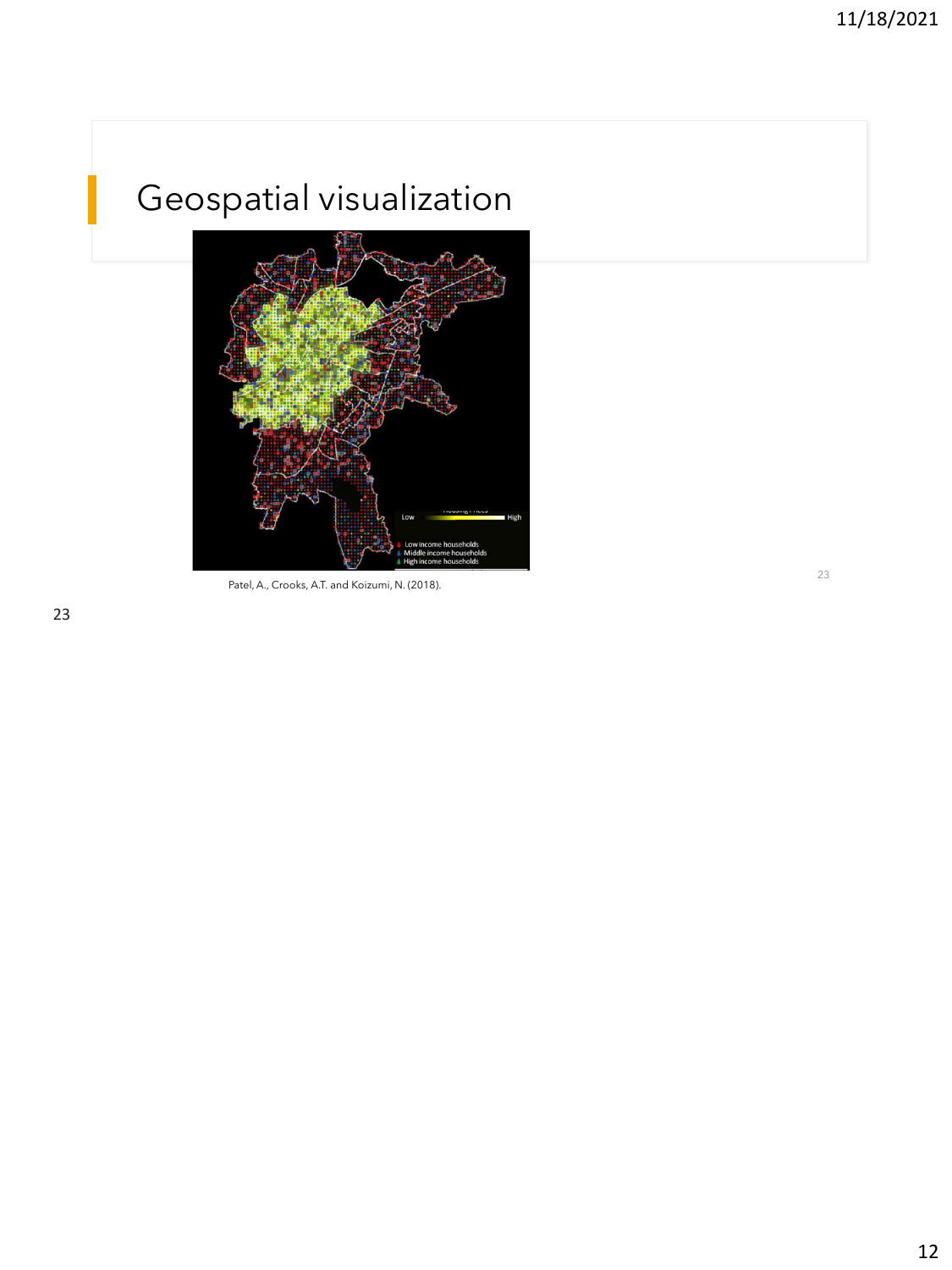# Geospatial visualization

Housing Prices

Low

High

Low income households

Middle income households

High income households

Patel, A., Crooks, A.T. and Koizumi, N. (2018).